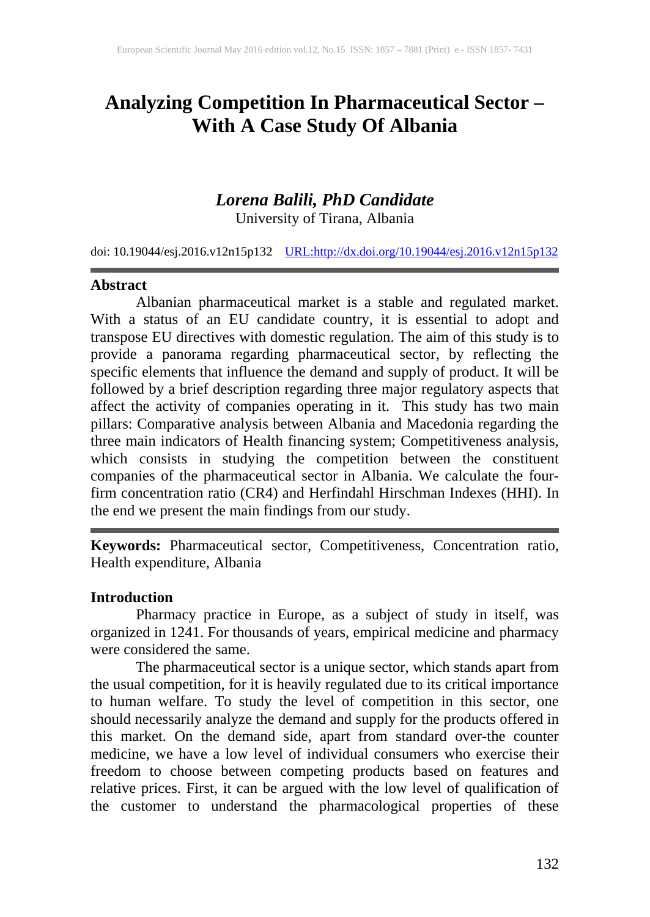# Analyzing Competition In Pharmaceutical Sector – With A Case Study Of Albania

***Lorena Balili, PhD Candidate***
University of Tirana, Albania

doi: 10.19044/esj.2016.v12n15p132 URL:http://dx.doi.org/10.19044/esj.2016.v12n15p132

---

## Abstract

Albanian pharmaceutical market is a stable and regulated market. With a status of an EU candidate country, it is essential to adopt and transpose EU directives with domestic regulation. The aim of this study is to provide a panorama regarding pharmaceutical sector, by reflecting the specific elements that influence the demand and supply of product. It will be followed by a brief description regarding three major regulatory aspects that affect the activity of companies operating in it. This study has two main pillars: Comparative analysis between Albania and Macedonia regarding the three main indicators of Health financing system; Competitiveness analysis, which consists in studying the competition between the constituent companies of the pharmaceutical sector in Albania. We calculate the four-firm concentration ratio (CR4) and Herfindahl Hirschman Indexes (HHI). In the end we present the main findings from our study.

---

**Keywords:** Pharmaceutical sector, Competitiveness, Concentration ratio, Health expenditure, Albania

## Introduction

Pharmacy practice in Europe, as a subject of study in itself, was organized in 1241. For thousands of years, empirical medicine and pharmacy were considered the same.

The pharmaceutical sector is a unique sector, which stands apart from the usual competition, for it is heavily regulated due to its critical importance to human welfare. To study the level of competition in this sector, one should necessarily analyze the demand and supply for the products offered in this market. On the demand side, apart from standard over-the counter medicine, we have a low level of individual consumers who exercise their freedom to choose between competing products based on features and relative prices. First, it can be argued with the low level of qualification of the customer to understand the pharmacological properties of these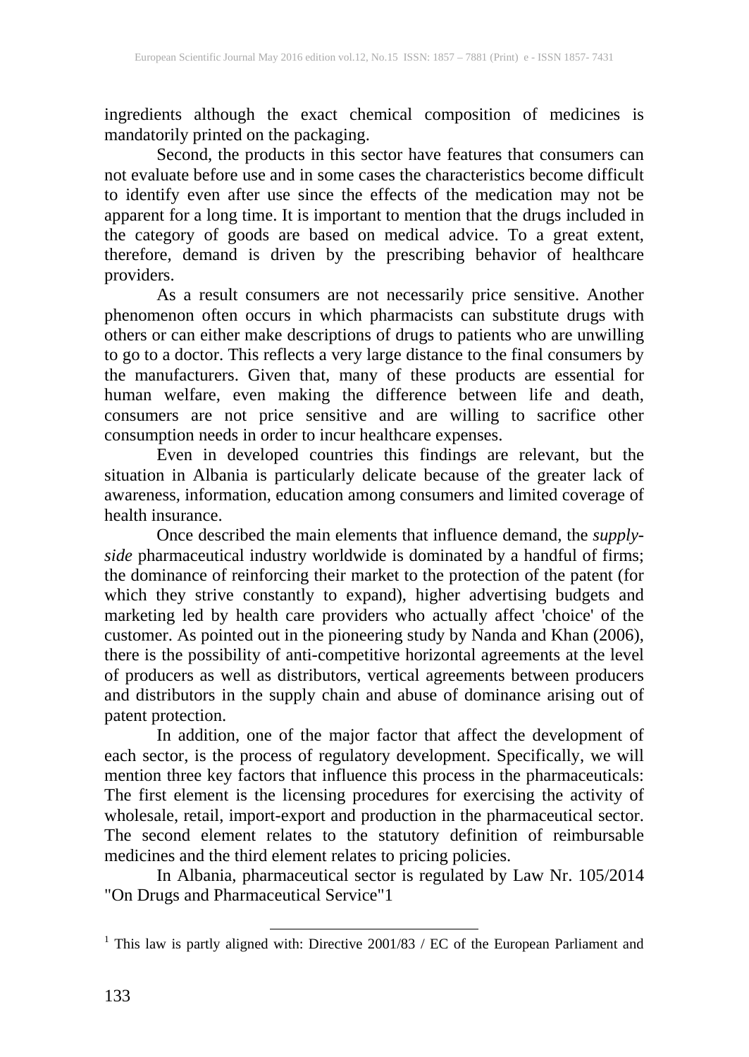ingredients although the exact chemical composition of medicines is mandatorily printed on the packaging.

Second, the products in this sector have features that consumers can not evaluate before use and in some cases the characteristics become difficult to identify even after use since the effects of the medication may not be apparent for a long time. It is important to mention that the drugs included in the category of goods are based on medical advice. To a great extent, therefore, demand is driven by the prescribing behavior of healthcare providers.

As a result consumers are not necessarily price sensitive. Another phenomenon often occurs in which pharmacists can substitute drugs with others or can either make descriptions of drugs to patients who are unwilling to go to a doctor. This reflects a very large distance to the final consumers by the manufacturers. Given that, many of these products are essential for human welfare, even making the difference between life and death, consumers are not price sensitive and are willing to sacrifice other consumption needs in order to incur healthcare expenses.

Even in developed countries this findings are relevant, but the situation in Albania is particularly delicate because of the greater lack of awareness, information, education among consumers and limited coverage of health insurance.

Once described the main elements that influence demand, the *supply-side* pharmaceutical industry worldwide is dominated by a handful of firms; the dominance of reinforcing their market to the protection of the patent (for which they strive constantly to expand), higher advertising budgets and marketing led by health care providers who actually affect 'choice' of the customer. As pointed out in the pioneering study by Nanda and Khan (2006), there is the possibility of anti-competitive horizontal agreements at the level of producers as well as distributors, vertical agreements between producers and distributors in the supply chain and abuse of dominance arising out of patent protection.

In addition, one of the major factor that affect the development of each sector, is the process of regulatory development. Specifically, we will mention three key factors that influence this process in the pharmaceuticals: The first element is the licensing procedures for exercising the activity of wholesale, retail, import-export and production in the pharmaceutical sector. The second element relates to the statutory definition of reimbursable medicines and the third element relates to pricing policies.

In Albania, pharmaceutical sector is regulated by Law Nr. 105/2014 "On Drugs and Pharmaceutical Service"1

---

[1] This law is partly aligned with: Directive 2001/83 / EC of the European Parliament and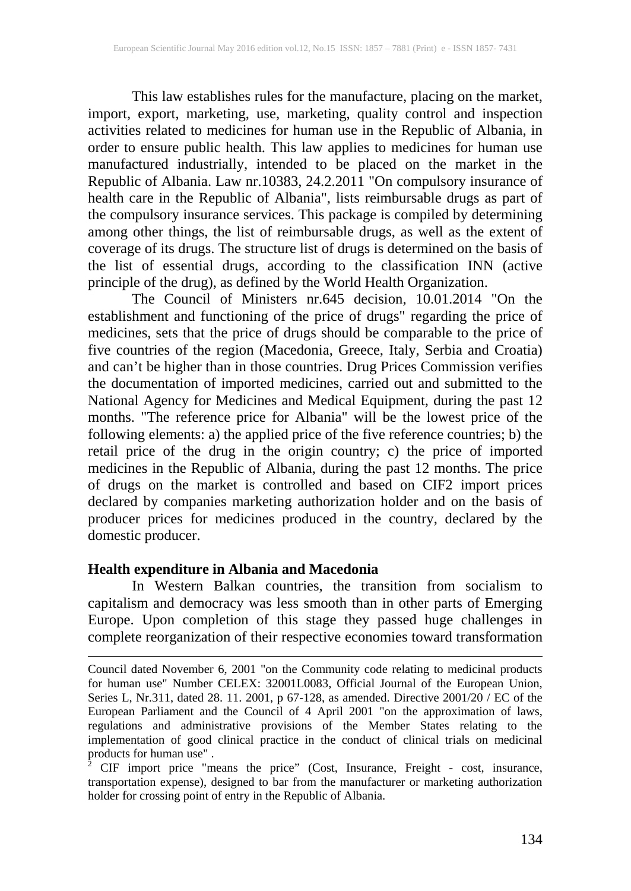This law establishes rules for the manufacture, placing on the market, import, export, marketing, use, marketing, quality control and inspection activities related to medicines for human use in the Republic of Albania, in order to ensure public health. This law applies to medicines for human use manufactured industrially, intended to be placed on the market in the Republic of Albania. Law nr.10383, 24.2.2011 "On compulsory insurance of health care in the Republic of Albania", lists reimbursable drugs as part of the compulsory insurance services. This package is compiled by determining among other things, the list of reimbursable drugs, as well as the extent of coverage of its drugs. The structure list of drugs is determined on the basis of the list of essential drugs, according to the classification INN (active principle of the drug), as defined by the World Health Organization.

The Council of Ministers nr.645 decision, 10.01.2014 "On the establishment and functioning of the price of drugs" regarding the price of medicines, sets that the price of drugs should be comparable to the price of five countries of the region (Macedonia, Greece, Italy, Serbia and Croatia) and can't be higher than in those countries. Drug Prices Commission verifies the documentation of imported medicines, carried out and submitted to the National Agency for Medicines and Medical Equipment, during the past 12 months. "The reference price for Albania" will be the lowest price of the following elements: a) the applied price of the five reference countries; b) the retail price of the drug in the origin country; c) the price of imported medicines in the Republic of Albania, during the past 12 months. The price of drugs on the market is controlled and based on CIF[2] import prices declared by companies marketing authorization holder and on the basis of producer prices for medicines produced in the country, declared by the domestic producer.

## Health expenditure in Albania and Macedonia

In Western Balkan countries, the transition from socialism to capitalism and democracy was less smooth than in other parts of Emerging Europe. Upon completion of this stage they passed huge challenges in complete reorganization of their respective economies toward transformation

---

Council dated November 6, 2001 "on the Community code relating to medicinal products for human use" Number CELEX: 32001L0083, Official Journal of the European Union, Series L, Nr.311, dated 28. 11. 2001, p 67-128, as amended. Directive 2001/20 / EC of the European Parliament and the Council of 4 April 2001 "on the approximation of laws, regulations and administrative provisions of the Member States relating to the implementation of good clinical practice in the conduct of clinical trials on medicinal products for human use" .

[2] CIF import price "means the price" (Cost, Insurance, Freight - cost, insurance, transportation expense), designed to bar from the manufacturer or marketing authorization holder for crossing point of entry in the Republic of Albania.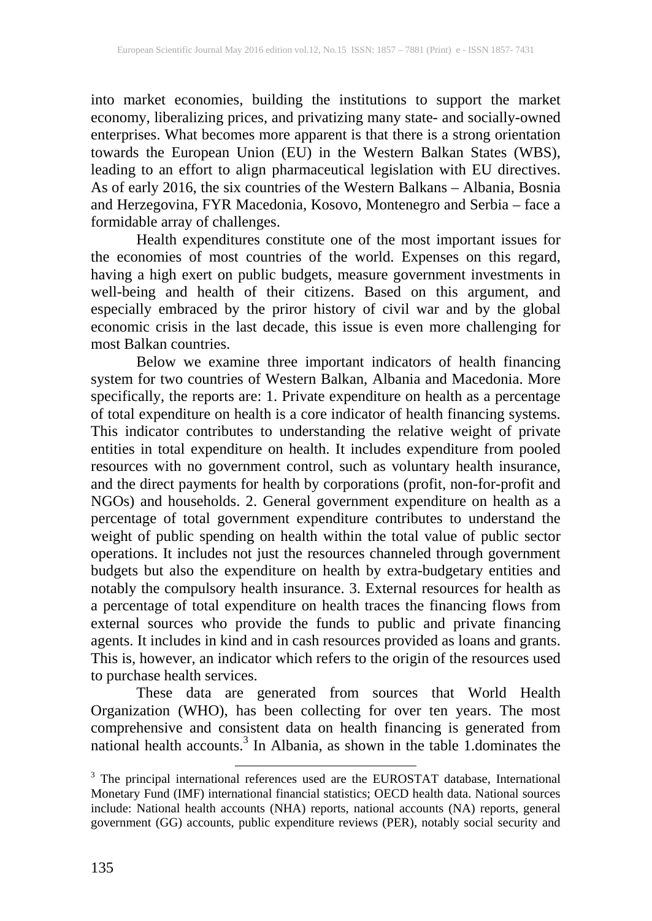into market economies, building the institutions to support the market economy, liberalizing prices, and privatizing many state- and socially-owned enterprises. What becomes more apparent is that there is a strong orientation towards the European Union (EU) in the Western Balkan States (WBS), leading to an effort to align pharmaceutical legislation with EU directives. As of early 2016, the six countries of the Western Balkans – Albania, Bosnia and Herzegovina, FYR Macedonia, Kosovo, Montenegro and Serbia – face a formidable array of challenges.

Health expenditures constitute one of the most important issues for the economies of most countries of the world. Expenses on this regard, having a high exert on public budgets, measure government investments in well-being and health of their citizens. Based on this argument, and especially embraced by the priror history of civil war and by the global economic crisis in the last decade, this issue is even more challenging for most Balkan countries.

Below we examine three important indicators of health financing system for two countries of Western Balkan, Albania and Macedonia. More specifically, the reports are: 1. Private expenditure on health as a percentage of total expenditure on health is a core indicator of health financing systems. This indicator contributes to understanding the relative weight of private entities in total expenditure on health. It includes expenditure from pooled resources with no government control, such as voluntary health insurance, and the direct payments for health by corporations (profit, non-for-profit and NGOs) and households. 2. General government expenditure on health as a percentage of total government expenditure contributes to understand the weight of public spending on health within the total value of public sector operations. It includes not just the resources channeled through government budgets but also the expenditure on health by extra-budgetary entities and notably the compulsory health insurance. 3. External resources for health as a percentage of total expenditure on health traces the financing flows from external sources who provide the funds to public and private financing agents. It includes in kind and in cash resources provided as loans and grants. This is, however, an indicator which refers to the origin of the resources used to purchase health services.

These data are generated from sources that World Health Organization (WHO), has been collecting for over ten years. The most comprehensive and consistent data on health financing is generated from national health accounts.[3] In Albania, as shown in the table 1.dominates the

[3] The principal international references used are the EUROSTAT database, International Monetary Fund (IMF) international financial statistics; OECD health data. National sources include: National health accounts (NHA) reports, national accounts (NA) reports, general government (GG) accounts, public expenditure reviews (PER), notably social security and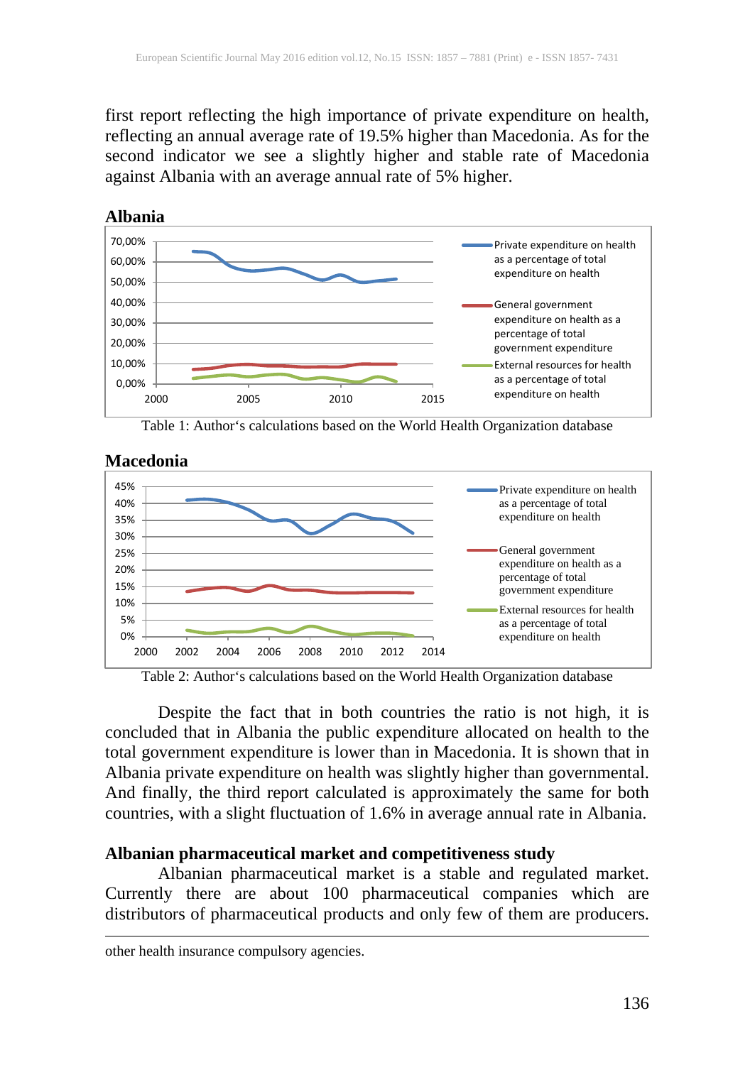first report reflecting the high importance of private expenditure on health, reflecting an annual average rate of 19.5% higher than Macedonia. As for the second indicator we see a slightly higher and stable rate of Macedonia against Albania with an average annual rate of 5% higher.

**Albania**

Table 1: Author's calculations based on the World Health Organization database

**Macedonia**

Table 2: Author's calculations based on the World Health Organization database

Despite the fact that in both countries the ratio is not high, it is concluded that in Albania the public expenditure allocated on health to the total government expenditure is lower than in Macedonia. It is shown that in Albania private expenditure on health was slightly higher than governmental. And finally, the third report calculated is approximately the same for both countries, with a slight fluctuation of 1.6% in average annual rate in Albania.

### Albanian pharmaceutical market and competitiveness study

Albanian pharmaceutical market is a stable and regulated market. Currently there are about 100 pharmaceutical companies which are distributors of pharmaceutical products and only few of them are producers.

---

other health insurance compulsory agencies.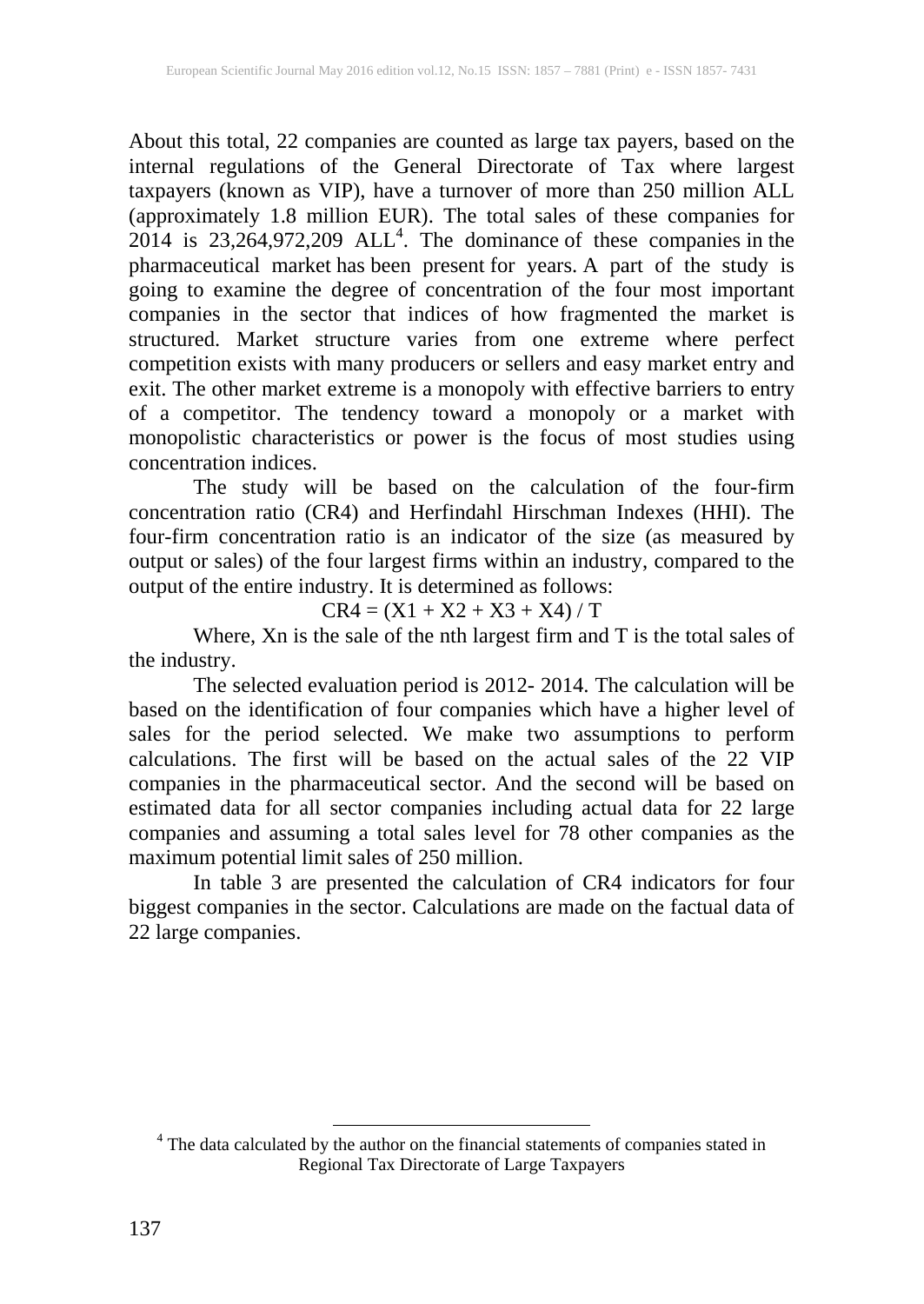About this total, 22 companies are counted as large tax payers, based on the internal regulations of the General Directorate of Tax where largest taxpayers (known as VIP), have a turnover of more than 250 million ALL (approximately 1.8 million EUR). The total sales of these companies for 2014 is 23,264,972,209 ALL[4]. The dominance of these companies in the pharmaceutical market has been present for years. A part of the study is going to examine the degree of concentration of the four most important companies in the sector that indices of how fragmented the market is structured. Market structure varies from one extreme where perfect competition exists with many producers or sellers and easy market entry and exit. The other market extreme is a monopoly with effective barriers to entry of a competitor. The tendency toward a monopoly or a market with monopolistic characteristics or power is the focus of most studies using concentration indices.

The study will be based on the calculation of the four-firm concentration ratio (CR4) and Herfindahl Hirschman Indexes (HHI). The four-firm concentration ratio is an indicator of the size (as measured by output or sales) of the four largest firms within an industry, compared to the output of the entire industry. It is determined as follows:

$$CR4 = (X1 + X2 + X3 + X4) / T$$

Where, Xn is the sale of the nth largest firm and T is the total sales of the industry.

The selected evaluation period is 2012- 2014. The calculation will be based on the identification of four companies which have a higher level of sales for the period selected. We make two assumptions to perform calculations. The first will be based on the actual sales of the 22 VIP companies in the pharmaceutical sector. And the second will be based on estimated data for all sector companies including actual data for 22 large companies and assuming a total sales level for 78 other companies as the maximum potential limit sales of 250 million.

In table 3 are presented the calculation of CR4 indicators for four biggest companies in the sector. Calculations are made on the factual data of 22 large companies.

[4] The data calculated by the author on the financial statements of companies stated in Regional Tax Directorate of Large Taxpayers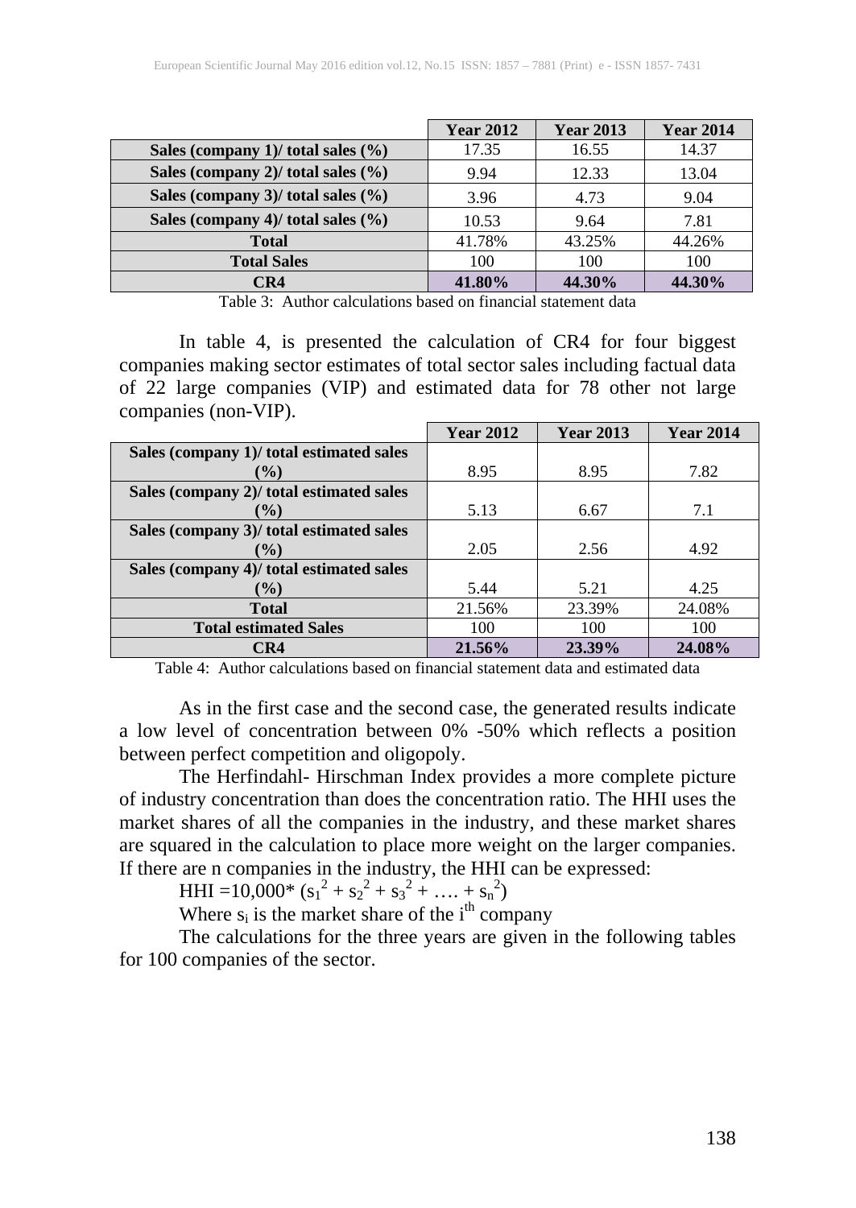| | Year 2012 | Year 2013 | Year 2014 |
|---|---|---|---|
| **Sales (company 1)/ total sales (%)** | 17.35 | 16.55 | 14.37 |
| **Sales (company 2)/ total sales (%)** | 9.94 | 12.33 | 13.04 |
| **Sales (company 3)/ total sales (%)** | 3.96 | 4.73 | 9.04 |
| **Sales (company 4)/ total sales (%)** | 10.53 | 9.64 | 7.81 |
| **Total** | 41.78% | 43.25% | 44.26% |
| **Total Sales** | 100 | 100 | 100 |
| **CR4** | **41.80%** | **44.30%** | **44.30%** |

Table 3: Author calculations based on financial statement data

In table 4, is presented the calculation of CR4 for four biggest companies making sector estimates of total sector sales including factual data of 22 large companies (VIP) and estimated data for 78 other not large companies (non-VIP).

| | Year 2012 | Year 2013 | Year 2014 |
|---|---|---|---|
| **Sales (company 1)/ total estimated sales (%)** | 8.95 | 8.95 | 7.82 |
| **Sales (company 2)/ total estimated sales (%)** | 5.13 | 6.67 | 7.1 |
| **Sales (company 3)/ total estimated sales (%)** | 2.05 | 2.56 | 4.92 |
| **Sales (company 4)/ total estimated sales (%)** | 5.44 | 5.21 | 4.25 |
| **Total** | 21.56% | 23.39% | 24.08% |
| **Total estimated Sales** | 100 | 100 | 100 |
| **CR4** | **21.56%** | **23.39%** | **24.08%** |

Table 4: Author calculations based on financial statement data and estimated data

As in the first case and the second case, the generated results indicate a low level of concentration between 0% -50% which reflects a position between perfect competition and oligopoly.

The Herfindahl- Hirschman Index provides a more complete picture of industry concentration than does the concentration ratio. The HHI uses the market shares of all the companies in the industry, and these market shares are squared in the calculation to place more weight on the larger companies. If there are n companies in the industry, the HHI can be expressed:

$$HHI = 10{,}000 * (s_1^2 + s_2^2 + s_3^2 + \ldots + s_n^2)$$

Where $s_i$ is the market share of the $i^{th}$ company

The calculations for the three years are given in the following tables for 100 companies of the sector.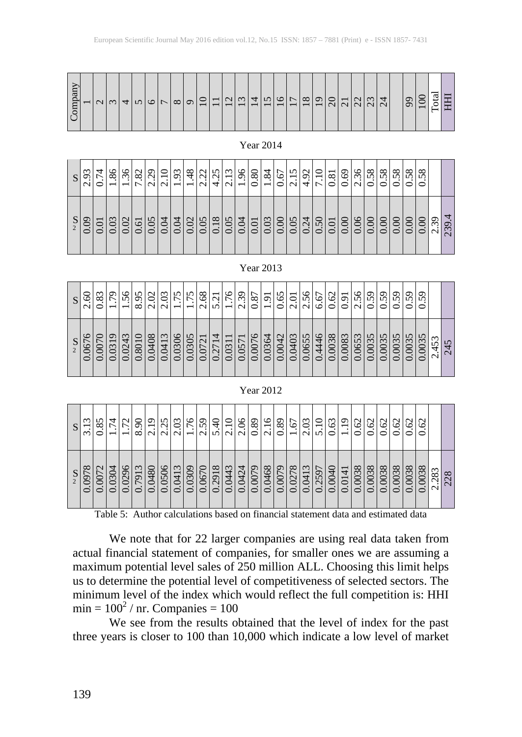| Company | Year 2014 S | Year 2014 $S^2$ | Year 2013 S | Year 2013 $S^2$ | Year 2012 S | Year 2012 $S^2$ |
|---|---|---|---|---|---|---|
| 1 | 2.93 | 0.09 | 2.60 | 0.0676 | 3.13 | 0.0978 |
| 2 | 0.74 | 0.01 | 0.83 | 0.0070 | 0.85 | 0.0072 |
| 3 | 1.86 | 0.03 | 1.79 | 0.0319 | 1.74 | 0.0304 |
| 4 | 1.36 | 0.02 | 1.56 | 0.0243 | 1.72 | 0.0296 |
| 5 | 7.82 | 0.61 | 8.95 | 0.8010 | 8.90 | 0.7913 |
| 6 | 2.29 | 0.05 | 2.02 | 0.0408 | 2.19 | 0.0480 |
| 7 | 2.10 | 0.04 | 2.03 | 0.0413 | 2.25 | 0.0506 |
| 8 | 1.93 | 0.04 | 1.75 | 0.0306 | 2.03 | 0.0413 |
| 9 | 1.48 | 0.02 | 1.75 | 0.0305 | 1.76 | 0.0309 |
| 10 | 2.22 | 0.05 | 2.68 | 0.0721 | 2.59 | 0.0670 |
| 11 | 4.25 | 0.18 | 5.21 | 0.2714 | 5.40 | 0.2918 |
| 12 | 2.13 | 0.05 | 1.76 | 0.0311 | 2.10 | 0.0443 |
| 13 | 1.96 | 0.04 | 2.39 | 0.0571 | 2.06 | 0.0424 |
| 14 | 0.80 | 0.01 | 0.87 | 0.0076 | 0.89 | 0.0079 |
| 15 | 1.84 | 0.03 | 1.91 | 0.0364 | 2.16 | 0.0468 |
| 16 | 0.67 | 0.00 | 0.65 | 0.0042 | 0.89 | 0.0079 |
| 17 | 2.15 | 0.05 | 2.01 | 0.0403 | 1.67 | 0.0278 |
| 18 | 4.92 | 0.24 | 2.56 | 0.0655 | 2.03 | 0.0413 |
| 19 | 7.10 | 0.50 | 6.67 | 0.4446 | 5.10 | 0.2597 |
| 20 | 0.81 | 0.01 | 0.62 | 0.0038 | 0.63 | 0.0040 |
| 21 | 0.69 | 0.00 | 0.91 | 0.0083 | 1.19 | 0.0141 |
| 22 | 2.36 | 0.06 | 2.56 | 0.0653 | 0.62 | 0.0038 |
| 23 | 0.58 | 0.00 | 0.59 | 0.0035 | 0.62 | 0.0038 |
| 24 | 0.58 | 0.00 | 0.59 | 0.0035 | 0.62 | 0.0038 |
| | 0.58 | 0.00 | 0.59 | 0.0035 | 0.62 | 0.0038 |
| 99 | 0.58 | 0.00 | 0.59 | 0.0035 | 0.62 | 0.0038 |
| 100 | 0.58 | 0.00 | 0.59 | 0.0035 | 0.62 | 0.0038 |
| Total | | 2.39 | | 2.453 | | 2.283 |
| HHI | | 239.4 | | 245 | | 228 |

Table 5: Author calculations based on financial statement data and estimated data

We note that for 22 larger companies are using real data taken from actual financial statement of companies, for smaller ones we are assuming a maximum potential level sales of 250 million ALL. Choosing this limit helps us to determine the potential level of competitiveness of selected sectors. The minimum level of the index which would reflect the full competition is: HHI min = $100^2$ / nr. Companies = 100

We see from the results obtained that the level of index for the past three years is closer to 100 than 10,000 which indicate a low level of market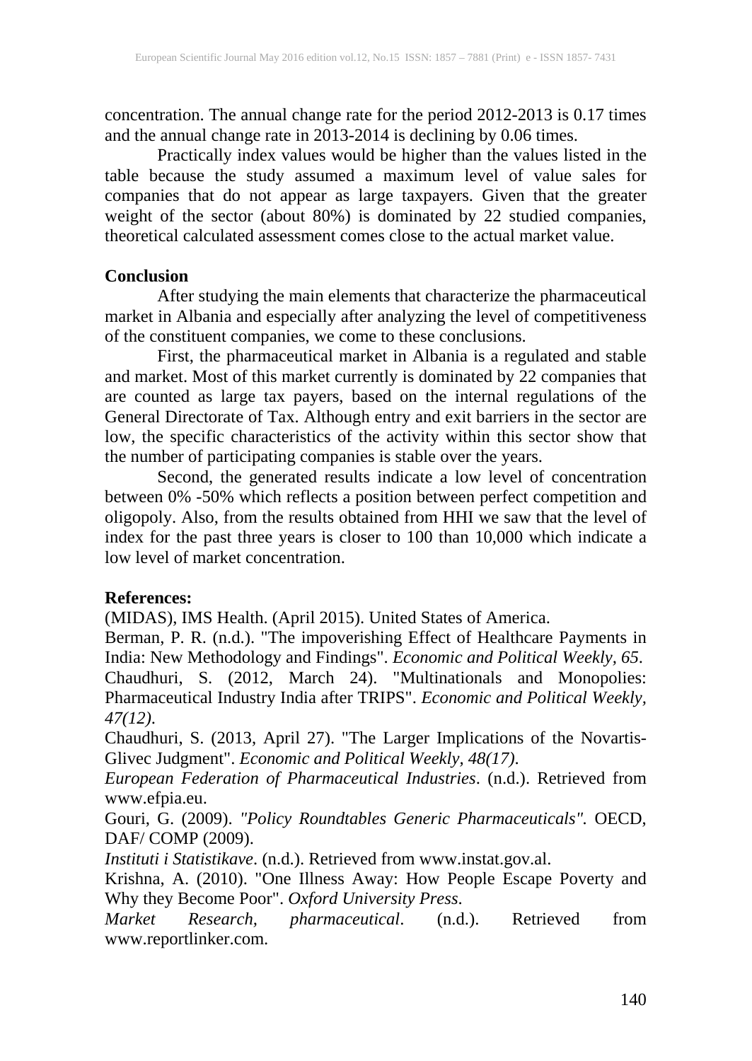concentration. The annual change rate for the period 2012-2013 is 0.17 times and the annual change rate in 2013-2014 is declining by 0.06 times.

Practically index values would be higher than the values listed in the table because the study assumed a maximum level of value sales for companies that do not appear as large taxpayers. Given that the greater weight of the sector (about 80%) is dominated by 22 studied companies, theoretical calculated assessment comes close to the actual market value.

## Conclusion

After studying the main elements that characterize the pharmaceutical market in Albania and especially after analyzing the level of competitiveness of the constituent companies, we come to these conclusions.

First, the pharmaceutical market in Albania is a regulated and stable and market. Most of this market currently is dominated by 22 companies that are counted as large tax payers, based on the internal regulations of the General Directorate of Tax. Although entry and exit barriers in the sector are low, the specific characteristics of the activity within this sector show that the number of participating companies is stable over the years.

Second, the generated results indicate a low level of concentration between 0% -50% which reflects a position between perfect competition and oligopoly. Also, from the results obtained from HHI we saw that the level of index for the past three years is closer to 100 than 10,000 which indicate a low level of market concentration.

## References:

(MIDAS), IMS Health. (April 2015). United States of America.

Berman, P. R. (n.d.). "The impoverishing Effect of Healthcare Payments in India: New Methodology and Findings". *Economic and Political Weekly, 65*.

Chaudhuri, S. (2012, March 24). "Multinationals and Monopolies: Pharmaceutical Industry India after TRIPS". *Economic and Political Weekly, 47(12)*.

Chaudhuri, S. (2013, April 27). "The Larger Implications of the Novartis-Glivec Judgment". *Economic and Political Weekly, 48(17)*.

*European Federation of Pharmaceutical Industries*. (n.d.). Retrieved from www.efpia.eu.

Gouri, G. (2009). *"Policy Roundtables Generic Pharmaceuticals"*. OECD, DAF/ COMP (2009).

*Instituti i Statistikave*. (n.d.). Retrieved from www.instat.gov.al.

Krishna, A. (2010). "One Illness Away: How People Escape Poverty and Why they Become Poor". *Oxford University Press*.

*Market Research, pharmaceutical*. (n.d.). Retrieved from www.reportlinker.com.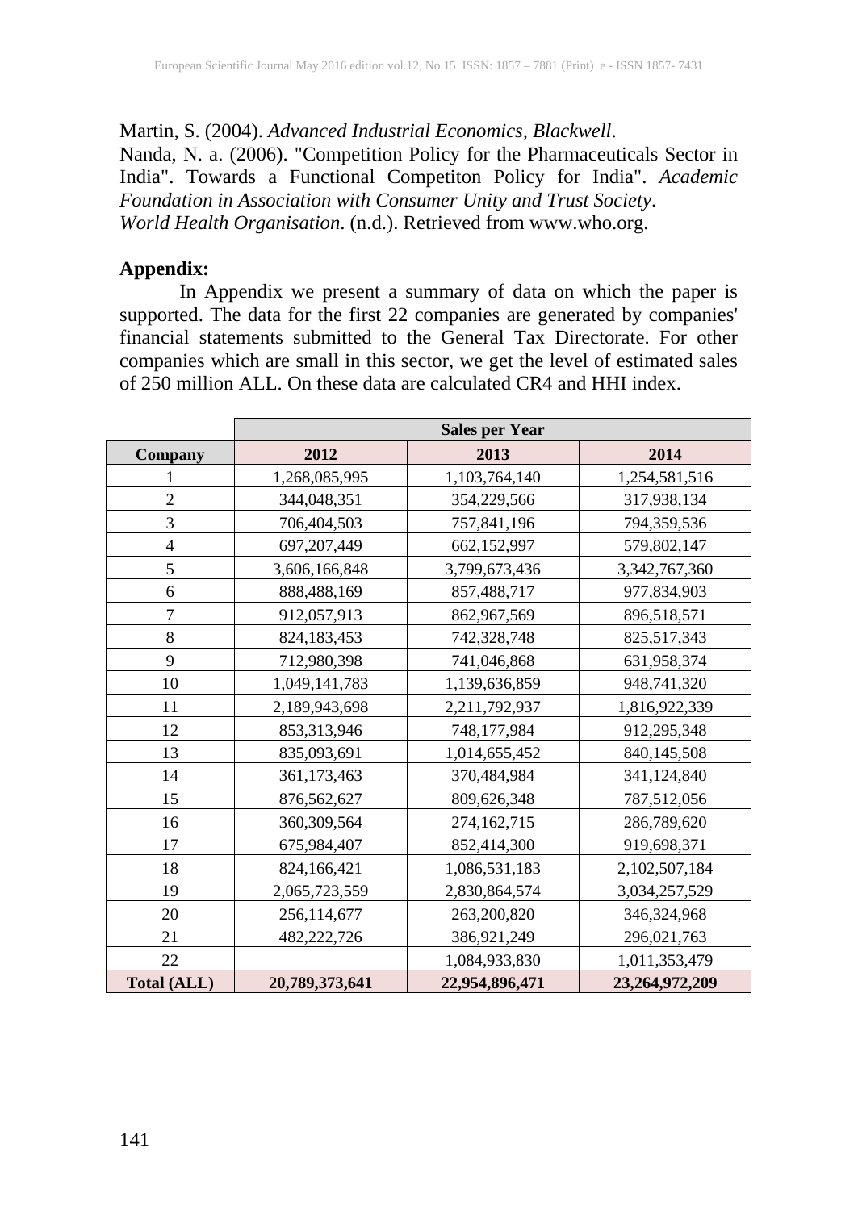Martin, S. (2004). *Advanced Industrial Economics, Blackwell*.
Nanda, N. a. (2006). "Competition Policy for the Pharmaceuticals Sector in India". Towards a Functional Competiton Policy for India". *Academic Foundation in Association with Consumer Unity and Trust Society*.
*World Health Organisation*. (n.d.). Retrieved from www.who.org.

**Appendix:**

In Appendix we present a summary of data on which the paper is supported. The data for the first 22 companies are generated by companies' financial statements submitted to the General Tax Directorate. For other companies which are small in this sector, we get the level of estimated sales of 250 million ALL. On these data are calculated CR4 and HHI index.

| | Sales per Year | | |
|---|---|---|---|
| **Company** | **2012** | **2013** | **2014** |
| 1 | 1,268,085,995 | 1,103,764,140 | 1,254,581,516 |
| 2 | 344,048,351 | 354,229,566 | 317,938,134 |
| 3 | 706,404,503 | 757,841,196 | 794,359,536 |
| 4 | 697,207,449 | 662,152,997 | 579,802,147 |
| 5 | 3,606,166,848 | 3,799,673,436 | 3,342,767,360 |
| 6 | 888,488,169 | 857,488,717 | 977,834,903 |
| 7 | 912,057,913 | 862,967,569 | 896,518,571 |
| 8 | 824,183,453 | 742,328,748 | 825,517,343 |
| 9 | 712,980,398 | 741,046,868 | 631,958,374 |
| 10 | 1,049,141,783 | 1,139,636,859 | 948,741,320 |
| 11 | 2,189,943,698 | 2,211,792,937 | 1,816,922,339 |
| 12 | 853,313,946 | 748,177,984 | 912,295,348 |
| 13 | 835,093,691 | 1,014,655,452 | 840,145,508 |
| 14 | 361,173,463 | 370,484,984 | 341,124,840 |
| 15 | 876,562,627 | 809,626,348 | 787,512,056 |
| 16 | 360,309,564 | 274,162,715 | 286,789,620 |
| 17 | 675,984,407 | 852,414,300 | 919,698,371 |
| 18 | 824,166,421 | 1,086,531,183 | 2,102,507,184 |
| 19 | 2,065,723,559 | 2,830,864,574 | 3,034,257,529 |
| 20 | 256,114,677 | 263,200,820 | 346,324,968 |
| 21 | 482,222,726 | 386,921,249 | 296,021,763 |
| 22 | | 1,084,933,830 | 1,011,353,479 |
| **Total (ALL)** | **20,789,373,641** | **22,954,896,471** | **23,264,972,209** |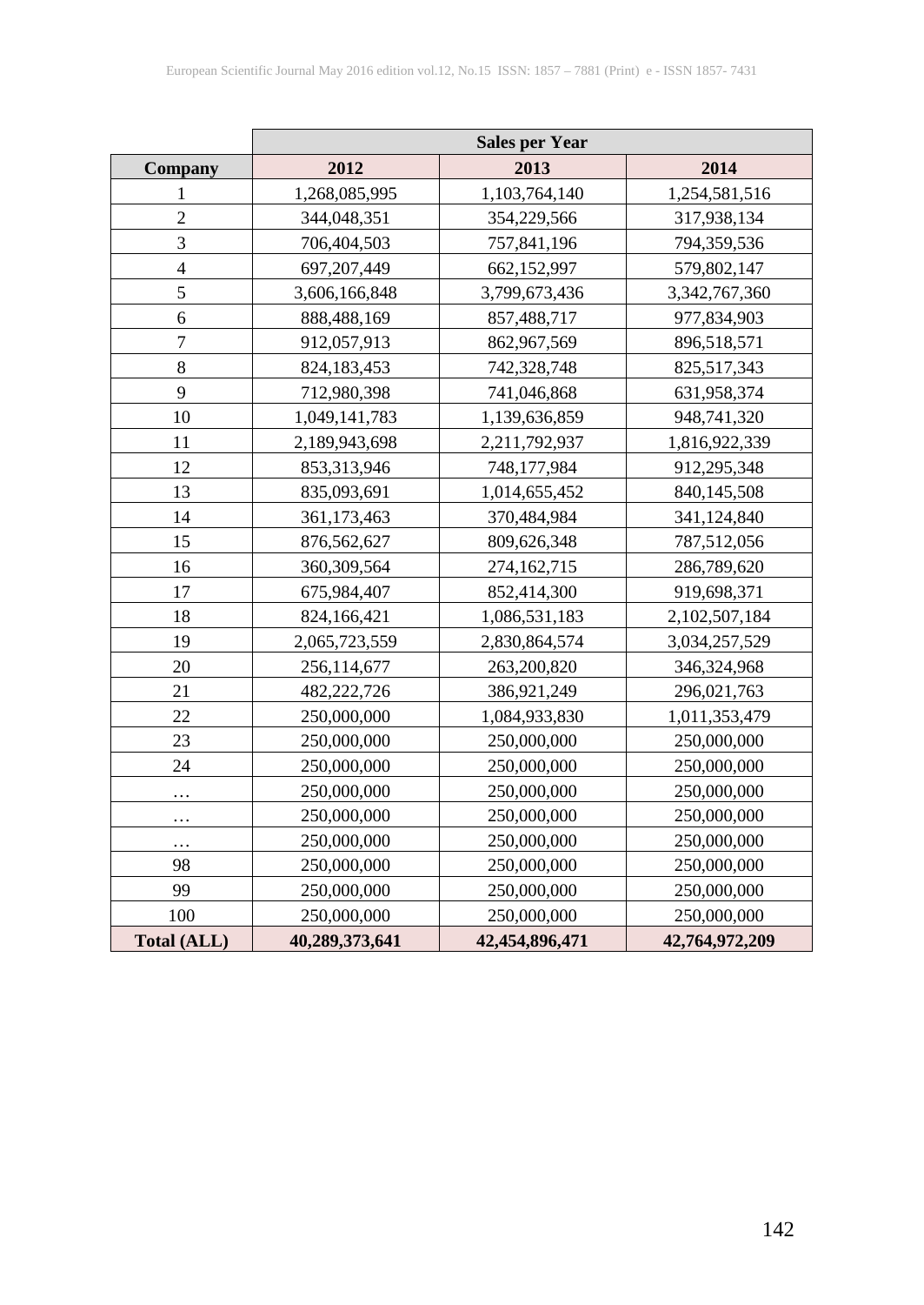| | Sales per Year | | |
|---|---|---|---|
| Company | 2012 | 2013 | 2014 |
| 1 | 1,268,085,995 | 1,103,764,140 | 1,254,581,516 |
| 2 | 344,048,351 | 354,229,566 | 317,938,134 |
| 3 | 706,404,503 | 757,841,196 | 794,359,536 |
| 4 | 697,207,449 | 662,152,997 | 579,802,147 |
| 5 | 3,606,166,848 | 3,799,673,436 | 3,342,767,360 |
| 6 | 888,488,169 | 857,488,717 | 977,834,903 |
| 7 | 912,057,913 | 862,967,569 | 896,518,571 |
| 8 | 824,183,453 | 742,328,748 | 825,517,343 |
| 9 | 712,980,398 | 741,046,868 | 631,958,374 |
| 10 | 1,049,141,783 | 1,139,636,859 | 948,741,320 |
| 11 | 2,189,943,698 | 2,211,792,937 | 1,816,922,339 |
| 12 | 853,313,946 | 748,177,984 | 912,295,348 |
| 13 | 835,093,691 | 1,014,655,452 | 840,145,508 |
| 14 | 361,173,463 | 370,484,984 | 341,124,840 |
| 15 | 876,562,627 | 809,626,348 | 787,512,056 |
| 16 | 360,309,564 | 274,162,715 | 286,789,620 |
| 17 | 675,984,407 | 852,414,300 | 919,698,371 |
| 18 | 824,166,421 | 1,086,531,183 | 2,102,507,184 |
| 19 | 2,065,723,559 | 2,830,864,574 | 3,034,257,529 |
| 20 | 256,114,677 | 263,200,820 | 346,324,968 |
| 21 | 482,222,726 | 386,921,249 | 296,021,763 |
| 22 | 250,000,000 | 1,084,933,830 | 1,011,353,479 |
| 23 | 250,000,000 | 250,000,000 | 250,000,000 |
| 24 | 250,000,000 | 250,000,000 | 250,000,000 |
| … | 250,000,000 | 250,000,000 | 250,000,000 |
| … | 250,000,000 | 250,000,000 | 250,000,000 |
| … | 250,000,000 | 250,000,000 | 250,000,000 |
| 98 | 250,000,000 | 250,000,000 | 250,000,000 |
| 99 | 250,000,000 | 250,000,000 | 250,000,000 |
| 100 | 250,000,000 | 250,000,000 | 250,000,000 |
| **Total (ALL)** | **40,289,373,641** | **42,454,896,471** | **42,764,972,209** |